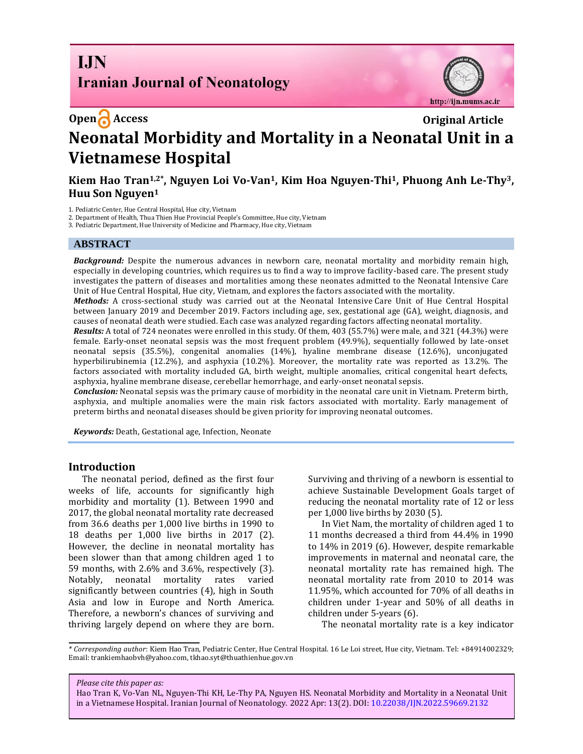# IJN
## Iranian Journal of Neonatology

Open Access

Original Article

# Neonatal Morbidity and Mortality in a Neonatal Unit in a Vietnamese Hospital

**Kiem Hao Tran[1,2*], Nguyen Loi Vo-Van[1], Kim Hoa Nguyen-Thi[1], Phuong Anh Le-Thy[3], Huu Son Nguyen[1]**

1. Pediatric Center, Hue Central Hospital, Hue city, Vietnam
2. Department of Health, Thua Thien Hue Provincial People's Committee, Hue city, Vietnam
3. Pediatric Department, Hue University of Medicine and Pharmacy, Hue city, Vietnam

## ABSTRACT

***Background:*** Despite the numerous advances in newborn care, neonatal mortality and morbidity remain high, especially in developing countries, which requires us to find a way to improve facility-based care. The present study investigates the pattern of diseases and mortalities among these neonates admitted to the Neonatal Intensive Care Unit of Hue Central Hospital, Hue city, Vietnam, and explores the factors associated with the mortality.

***Methods:*** A cross-sectional study was carried out at the Neonatal Intensive Care Unit of Hue Central Hospital between January 2019 and December 2019. Factors including age, sex, gestational age (GA), weight, diagnosis, and causes of neonatal death were studied. Each case was analyzed regarding factors affecting neonatal mortality.

***Results:*** A total of 724 neonates were enrolled in this study. Of them, 403 (55.7%) were male, and 321 (44.3%) were female. Early-onset neonatal sepsis was the most frequent problem (49.9%), sequentially followed by late-onset neonatal sepsis (35.5%), congenital anomalies (14%), hyaline membrane disease (12.6%), unconjugated hyperbilirubinemia (12.2%), and asphyxia (10.2%). Moreover, the mortality rate was reported as 13.2%. The factors associated with mortality included GA, birth weight, multiple anomalies, critical congenital heart defects, asphyxia, hyaline membrane disease, cerebellar hemorrhage, and early-onset neonatal sepsis.

***Conclusion:*** Neonatal sepsis was the primary cause of morbidity in the neonatal care unit in Vietnam. Preterm birth, asphyxia, and multiple anomalies were the main risk factors associated with mortality. Early management of preterm births and neonatal diseases should be given priority for improving neonatal outcomes.

***Keywords:*** Death, Gestational age, Infection, Neonate

## Introduction

The neonatal period, defined as the first four weeks of life, accounts for significantly high morbidity and mortality (1). Between 1990 and 2017, the global neonatal mortality rate decreased from 36.6 deaths per 1,000 live births in 1990 to 18 deaths per 1,000 live births in 2017 (2). However, the decline in neonatal mortality has been slower than that among children aged 1 to 59 months, with 2.6% and 3.6%, respectively (3). Notably, neonatal mortality rates varied significantly between countries (4), high in South Asia and low in Europe and North America. Therefore, a newborn's chances of surviving and thriving largely depend on where they are born. Surviving and thriving of a newborn is essential to achieve Sustainable Development Goals target of reducing the neonatal mortality rate of 12 or less per 1,000 live births by 2030 (5).

In Viet Nam, the mortality of children aged 1 to 11 months decreased a third from 44.4% in 1990 to 14% in 2019 (6). However, despite remarkable improvements in maternal and neonatal care, the neonatal mortality rate has remained high. The neonatal mortality rate from 2010 to 2014 was 11.95%, which accounted for 70% of all deaths in children under 1-year and 50% of all deaths in children under 5-years (6).

The neonatal mortality rate is a key indicator

---

*\* Corresponding author*: Kiem Hao Tran, Pediatric Center, Hue Central Hospital. 16 Le Loi street, Hue city, Vietnam. Tel: +84914002329; Email: trankiemhaobvh@yahoo.com, tkhao.syt@thuathienhue.gov.vn

*Please cite this paper as:*
Hao Tran K, Vo-Van NL, Nguyen-Thi KH, Le-Thy PA, Nguyen HS. Neonatal Morbidity and Mortality in a Neonatal Unit in a Vietnamese Hospital. Iranian Journal of Neonatology. 2022 Apr: 13(2). DOI: 10.22038/IJN.2022.59669.2132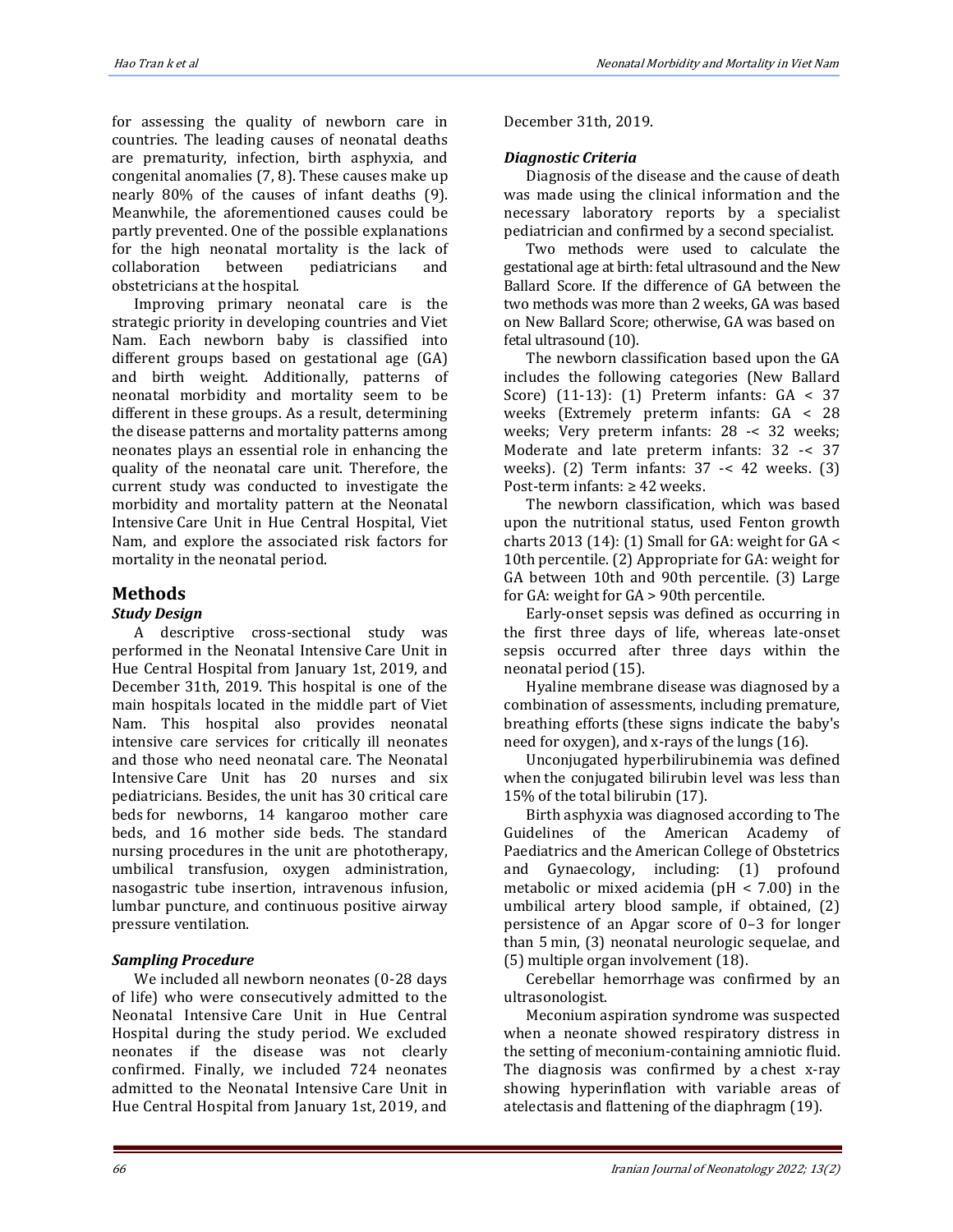for assessing the quality of newborn care in countries. The leading causes of neonatal deaths are prematurity, infection, birth asphyxia, and congenital anomalies (7, 8). These causes make up nearly 80% of the causes of infant deaths (9). Meanwhile, the aforementioned causes could be partly prevented. One of the possible explanations for the high neonatal mortality is the lack of collaboration between pediatricians and obstetricians at the hospital.

Improving primary neonatal care is the strategic priority in developing countries and Viet Nam. Each newborn baby is classified into different groups based on gestational age (GA) and birth weight. Additionally, patterns of neonatal morbidity and mortality seem to be different in these groups. As a result, determining the disease patterns and mortality patterns among neonates plays an essential role in enhancing the quality of the neonatal care unit. Therefore, the current study was conducted to investigate the morbidity and mortality pattern at the Neonatal Intensive Care Unit in Hue Central Hospital, Viet Nam, and explore the associated risk factors for mortality in the neonatal period.

## Methods

### *Study Design*

A descriptive cross-sectional study was performed in the Neonatal Intensive Care Unit in Hue Central Hospital from January 1st, 2019, and December 31th, 2019. This hospital is one of the main hospitals located in the middle part of Viet Nam. This hospital also provides neonatal intensive care services for critically ill neonates and those who need neonatal care. The Neonatal Intensive Care Unit has 20 nurses and six pediatricians. Besides, the unit has 30 critical care beds for newborns, 14 kangaroo mother care beds, and 16 mother side beds. The standard nursing procedures in the unit are phototherapy, umbilical transfusion, oxygen administration, nasogastric tube insertion, intravenous infusion, lumbar puncture, and continuous positive airway pressure ventilation.

### *Sampling Procedure*

We included all newborn neonates (0-28 days of life) who were consecutively admitted to the Neonatal Intensive Care Unit in Hue Central Hospital during the study period. We excluded neonates if the disease was not clearly confirmed. Finally, we included 724 neonates admitted to the Neonatal Intensive Care Unit in Hue Central Hospital from January 1st, 2019, and December 31th, 2019.

### *Diagnostic Criteria*

Diagnosis of the disease and the cause of death was made using the clinical information and the necessary laboratory reports by a specialist pediatrician and confirmed by a second specialist.

Two methods were used to calculate the gestational age at birth: fetal ultrasound and the New Ballard Score. If the difference of GA between the two methods was more than 2 weeks, GA was based on New Ballard Score; otherwise, GA was based on fetal ultrasound (10).

The newborn classification based upon the GA includes the following categories (New Ballard Score) (11-13): (1) Preterm infants: GA < 37 weeks (Extremely preterm infants: GA < 28 weeks; Very preterm infants: 28 -< 32 weeks; Moderate and late preterm infants: 32 -< 37 weeks). (2) Term infants: 37 -< 42 weeks. (3) Post-term infants: ≥ 42 weeks.

The newborn classification, which was based upon the nutritional status, used Fenton growth charts 2013 (14): (1) Small for GA: weight for GA < 10th percentile. (2) Appropriate for GA: weight for GA between 10th and 90th percentile. (3) Large for GA: weight for GA > 90th percentile.

Early-onset sepsis was defined as occurring in the first three days of life, whereas late-onset sepsis occurred after three days within the neonatal period (15).

Hyaline membrane disease was diagnosed by a combination of assessments, including premature, breathing efforts (these signs indicate the baby's need for oxygen), and x-rays of the lungs (16).

Unconjugated hyperbilirubinemia was defined when the conjugated bilirubin level was less than 15% of the total bilirubin (17).

Birth asphyxia was diagnosed according to The Guidelines of the American Academy of Paediatrics and the American College of Obstetrics and Gynaecology, including: (1) profound metabolic or mixed acidemia (pH < 7.00) in the umbilical artery blood sample, if obtained, (2) persistence of an Apgar score of 0–3 for longer than 5 min, (3) neonatal neurologic sequelae, and (5) multiple organ involvement (18).

Cerebellar hemorrhage was confirmed by an ultrasonologist.

Meconium aspiration syndrome was suspected when a neonate showed respiratory distress in the setting of meconium-containing amniotic fluid. The diagnosis was confirmed by a chest x-ray showing hyperinflation with variable areas of atelectasis and flattening of the diaphragm (19).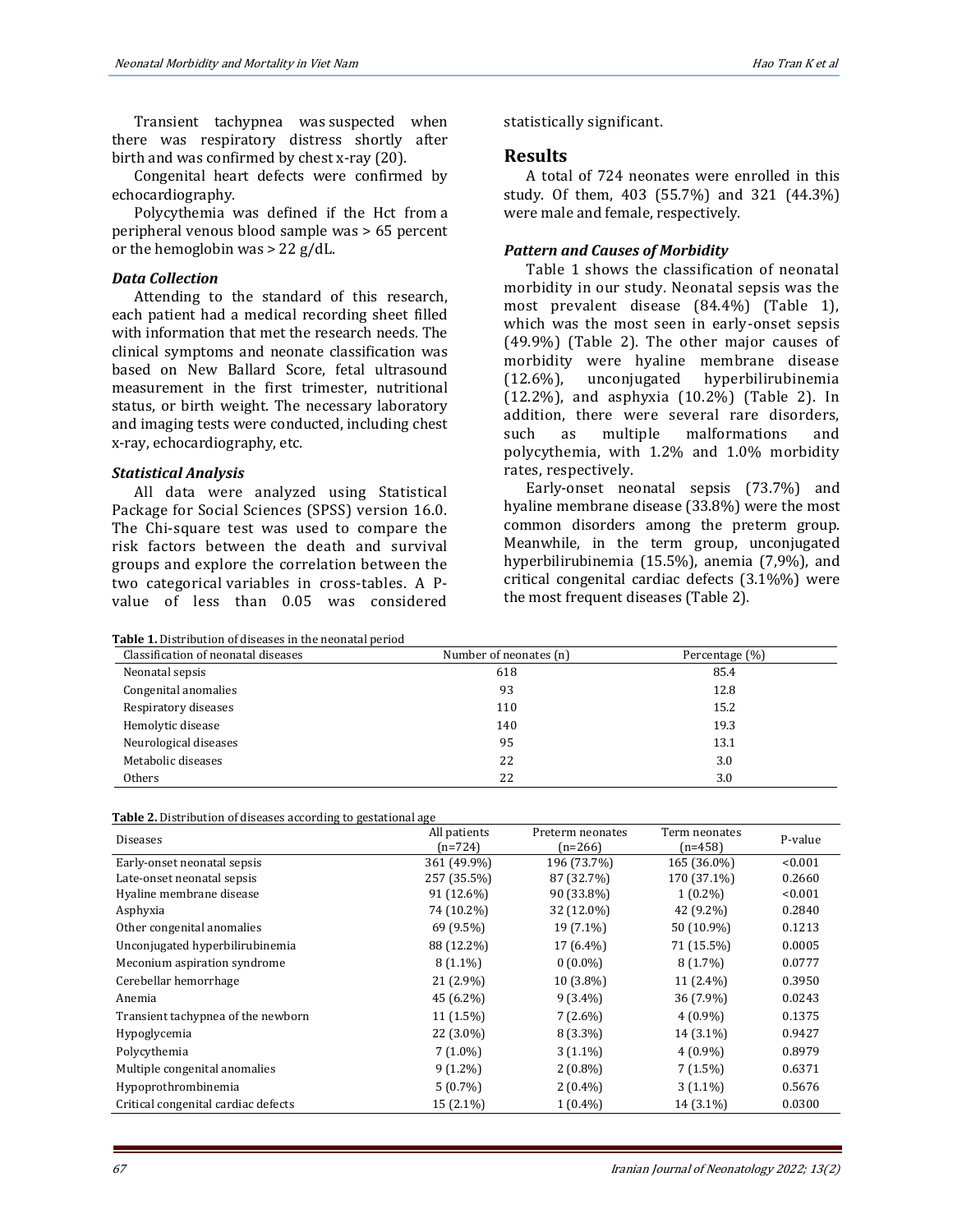Transient tachypnea was suspected when there was respiratory distress shortly after birth and was confirmed by chest x-ray (20).

Congenital heart defects were confirmed by echocardiography.

Polycythemia was defined if the Hct from a peripheral venous blood sample was > 65 percent or the hemoglobin was > 22 g/dL.

### *Data Collection*

Attending to the standard of this research, each patient had a medical recording sheet filled with information that met the research needs. The clinical symptoms and neonate classification was based on New Ballard Score, fetal ultrasound measurement in the first trimester, nutritional status, or birth weight. The necessary laboratory and imaging tests were conducted, including chest x-ray, echocardiography, etc.

### *Statistical Analysis*

All data were analyzed using Statistical Package for Social Sciences (SPSS) version 16.0. The Chi-square test was used to compare the risk factors between the death and survival groups and explore the correlation between the two categorical variables in cross-tables. A P-value of less than 0.05 was considered statistically significant.

## Results

A total of 724 neonates were enrolled in this study. Of them, 403 (55.7%) and 321 (44.3%) were male and female, respectively.

### *Pattern and Causes of Morbidity*

Table 1 shows the classification of neonatal morbidity in our study. Neonatal sepsis was the most prevalent disease (84.4%) (Table 1), which was the most seen in early-onset sepsis (49.9%) (Table 2). The other major causes of morbidity were hyaline membrane disease (12.6%), unconjugated hyperbilirubinemia (12.2%), and asphyxia (10.2%) (Table 2). In addition, there were several rare disorders, such as multiple malformations and polycythemia, with 1.2% and 1.0% morbidity rates, respectively.

Early-onset neonatal sepsis (73.7%) and hyaline membrane disease (33.8%) were the most common disorders among the preterm group. Meanwhile, in the term group, unconjugated hyperbilirubinemia (15.5%), anemia (7,9%), and critical congenital cardiac defects (3.1%%) were the most frequent diseases (Table 2).

**Table 1.** Distribution of diseases in the neonatal period

| Classification of neonatal diseases | Number of neonates (n) | Percentage (%) |
|---|---|---|
| Neonatal sepsis | 618 | 85.4 |
| Congenital anomalies | 93 | 12.8 |
| Respiratory diseases | 110 | 15.2 |
| Hemolytic disease | 140 | 19.3 |
| Neurological diseases | 95 | 13.1 |
| Metabolic diseases | 22 | 3.0 |
| Others | 22 | 3.0 |

**Table 2.** Distribution of diseases according to gestational age

| Diseases | All patients (n=724) | Preterm neonates (n=266) | Term neonates (n=458) | P-value |
|---|---|---|---|---|
| Early-onset neonatal sepsis | 361 (49.9%) | 196 (73.7%) | 165 (36.0%) | <0.001 |
| Late-onset neonatal sepsis | 257 (35.5%) | 87 (32.7%) | 170 (37.1%) | 0.2660 |
| Hyaline membrane disease | 91 (12.6%) | 90 (33.8%) | 1 (0.2%) | <0.001 |
| Asphyxia | 74 (10.2%) | 32 (12.0%) | 42 (9.2%) | 0.2840 |
| Other congenital anomalies | 69 (9.5%) | 19 (7.1%) | 50 (10.9%) | 0.1213 |
| Unconjugated hyperbilirubinemia | 88 (12.2%) | 17 (6.4%) | 71 (15.5%) | 0.0005 |
| Meconium aspiration syndrome | 8 (1.1%) | 0 (0.0%) | 8 (1.7%) | 0.0777 |
| Cerebellar hemorrhage | 21 (2.9%) | 10 (3.8%) | 11 (2.4%) | 0.3950 |
| Anemia | 45 (6.2%) | 9 (3.4%) | 36 (7.9%) | 0.0243 |
| Transient tachypnea of the newborn | 11 (1.5%) | 7 (2.6%) | 4 (0.9%) | 0.1375 |
| Hypoglycemia | 22 (3.0%) | 8 (3.3%) | 14 (3.1%) | 0.9427 |
| Polycythemia | 7 (1.0%) | 3 (1.1%) | 4 (0.9%) | 0.8979 |
| Multiple congenital anomalies | 9 (1.2%) | 2 (0.8%) | 7 (1.5%) | 0.6371 |
| Hypoprothrombinemia | 5 (0.7%) | 2 (0.4%) | 3 (1.1%) | 0.5676 |
| Critical congenital cardiac defects | 15 (2.1%) | 1 (0.4%) | 14 (3.1%) | 0.0300 |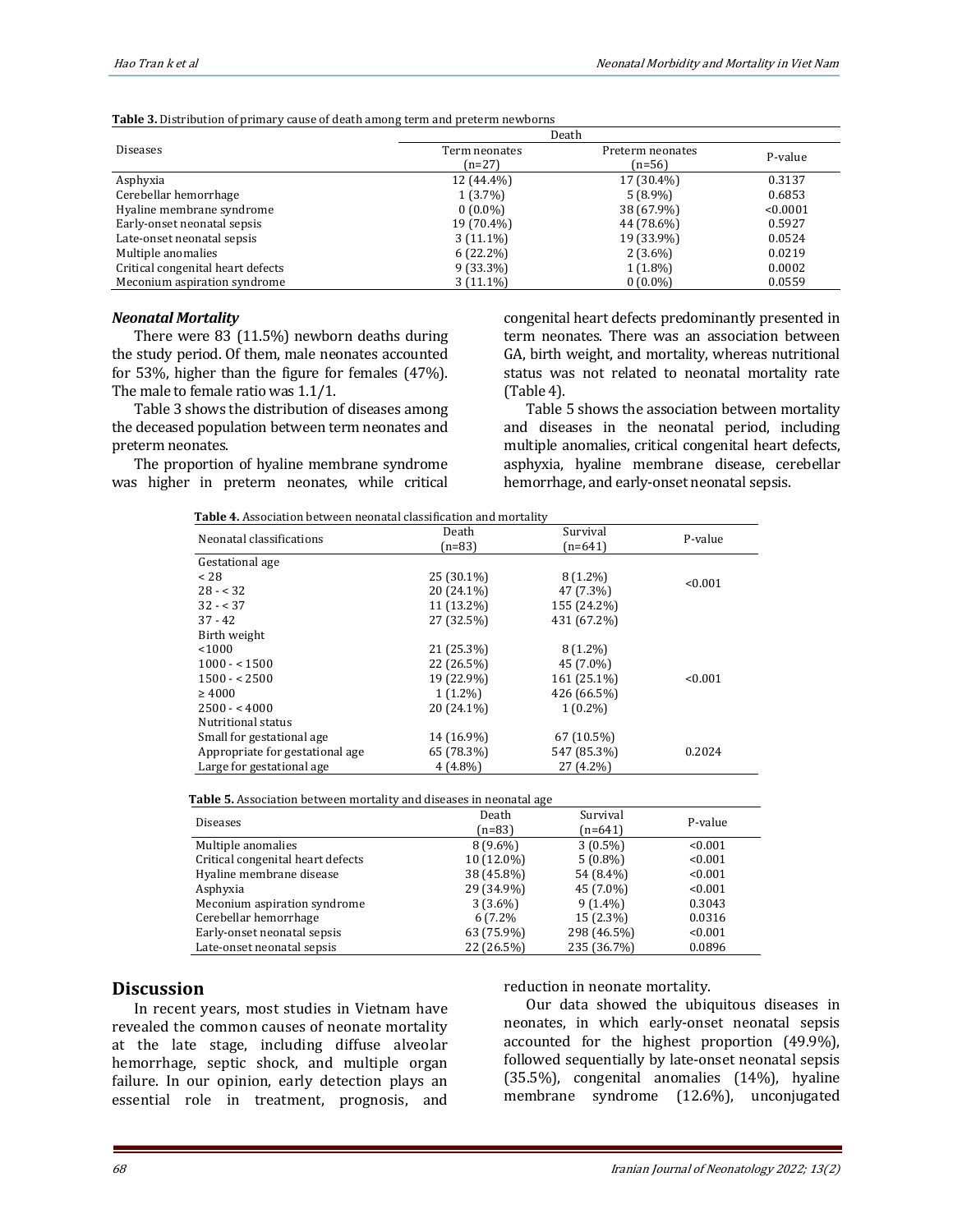**Table 3.** Distribution of primary cause of death among term and preterm newborns

| Diseases | Death | | |
|---|---|---|---|
| | Term neonates (n=27) | Preterm neonates (n=56) | P-value |
| Asphyxia | 12 (44.4%) | 17 (30.4%) | 0.3137 |
| Cerebellar hemorrhage | 1 (3.7%) | 5 (8.9%) | 0.6853 |
| Hyaline membrane syndrome | 0 (0.0%) | 38 (67.9%) | <0.0001 |
| Early-onset neonatal sepsis | 19 (70.4%) | 44 (78.6%) | 0.5927 |
| Late-onset neonatal sepsis | 3 (11.1%) | 19 (33.9%) | 0.0524 |
| Multiple anomalies | 6 (22.2%) | 2 (3.6%) | 0.0219 |
| Critical congenital heart defects | 9 (33.3%) | 1 (1.8%) | 0.0002 |
| Meconium aspiration syndrome | 3 (11.1%) | 0 (0.0%) | 0.0559 |

### *Neonatal Mortality*

There were 83 (11.5%) newborn deaths during the study period. Of them, male neonates accounted for 53%, higher than the figure for females (47%). The male to female ratio was 1.1/1.

Table 3 shows the distribution of diseases among the deceased population between term neonates and preterm neonates.

The proportion of hyaline membrane syndrome was higher in preterm neonates, while critical congenital heart defects predominantly presented in term neonates. There was an association between GA, birth weight, and mortality, whereas nutritional status was not related to neonatal mortality rate (Table 4).

Table 5 shows the association between mortality and diseases in the neonatal period, including multiple anomalies, critical congenital heart defects, asphyxia, hyaline membrane disease, cerebellar hemorrhage, and early-onset neonatal sepsis.

**Table 4.** Association between neonatal classification and mortality

| Neonatal classifications | Death (n=83) | Survival (n=641) | P-value |
|---|---|---|---|
| Gestational age | | | |
| < 28 | 25 (30.1%) | 8 (1.2%) | <0.001 |
| 28 - < 32 | 20 (24.1%) | 47 (7.3%) | |
| 32 - < 37 | 11 (13.2%) | 155 (24.2%) | |
| 37 - 42 | 27 (32.5%) | 431 (67.2%) | |
| Birth weight | | | |
| <1000 | 21 (25.3%) | 8 (1.2%) | |
| 1000 - < 1500 | 22 (26.5%) | 45 (7.0%) | |
| 1500 - < 2500 | 19 (22.9%) | 161 (25.1%) | <0.001 |
| ≥ 4000 | 1 (1.2%) | 426 (66.5%) | |
| 2500 - < 4000 | 20 (24.1%) | 1 (0.2%) | |
| Nutritional status | | | |
| Small for gestational age | 14 (16.9%) | 67 (10.5%) | |
| Appropriate for gestational age | 65 (78.3%) | 547 (85.3%) | 0.2024 |
| Large for gestational age | 4 (4.8%) | 27 (4.2%) | |

**Table 5.** Association between mortality and diseases in neonatal age

| Diseases | Death (n=83) | Survival (n=641) | P-value |
|---|---|---|---|
| Multiple anomalies | 8 (9.6%) | 3 (0.5%) | <0.001 |
| Critical congenital heart defects | 10 (12.0%) | 5 (0.8%) | <0.001 |
| Hyaline membrane disease | 38 (45.8%) | 54 (8.4%) | <0.001 |
| Asphyxia | 29 (34.9%) | 45 (7.0%) | <0.001 |
| Meconium aspiration syndrome | 3 (3.6%) | 9 (1.4%) | 0.3043 |
| Cerebellar hemorrhage | 6 (7.2% | 15 (2.3%) | 0.0316 |
| Early-onset neonatal sepsis | 63 (75.9%) | 298 (46.5%) | <0.001 |
| Late-onset neonatal sepsis | 22 (26.5%) | 235 (36.7%) | 0.0896 |

## Discussion

In recent years, most studies in Vietnam have revealed the common causes of neonate mortality at the late stage, including diffuse alveolar hemorrhage, septic shock, and multiple organ failure. In our opinion, early detection plays an essential role in treatment, prognosis, and reduction in neonate mortality.

Our data showed the ubiquitous diseases in neonates, in which early-onset neonatal sepsis accounted for the highest proportion (49.9%), followed sequentially by late-onset neonatal sepsis (35.5%), congenital anomalies (14%), hyaline membrane syndrome (12.6%), unconjugated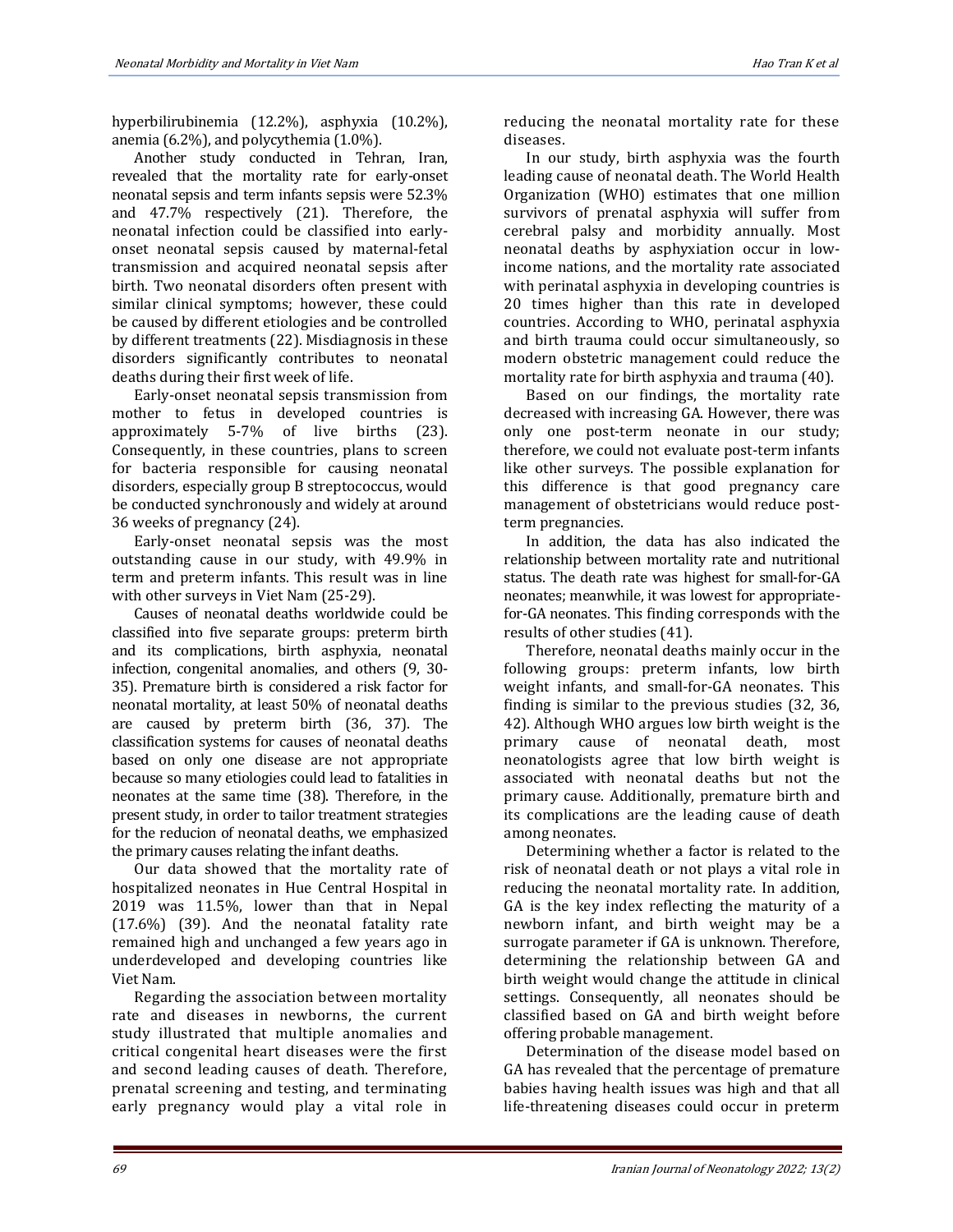hyperbilirubinemia (12.2%), asphyxia (10.2%), anemia (6.2%), and polycythemia (1.0%).

Another study conducted in Tehran, Iran, revealed that the mortality rate for early-onset neonatal sepsis and term infants sepsis were 52.3% and 47.7% respectively (21). Therefore, the neonatal infection could be classified into early-onset neonatal sepsis caused by maternal-fetal transmission and acquired neonatal sepsis after birth. Two neonatal disorders often present with similar clinical symptoms; however, these could be caused by different etiologies and be controlled by different treatments (22). Misdiagnosis in these disorders significantly contributes to neonatal deaths during their first week of life.

Early-onset neonatal sepsis transmission from mother to fetus in developed countries is approximately 5-7% of live births (23). Consequently, in these countries, plans to screen for bacteria responsible for causing neonatal disorders, especially group B streptococcus, would be conducted synchronously and widely at around 36 weeks of pregnancy (24).

Early-onset neonatal sepsis was the most outstanding cause in our study, with 49.9% in term and preterm infants. This result was in line with other surveys in Viet Nam (25-29).

Causes of neonatal deaths worldwide could be classified into five separate groups: preterm birth and its complications, birth asphyxia, neonatal infection, congenital anomalies, and others (9, 30-35). Premature birth is considered a risk factor for neonatal mortality, at least 50% of neonatal deaths are caused by preterm birth (36, 37). The classification systems for causes of neonatal deaths based on only one disease are not appropriate because so many etiologies could lead to fatalities in neonates at the same time (38). Therefore, in the present study, in order to tailor treatment strategies for the reducion of neonatal deaths, we emphasized the primary causes relating the infant deaths.

Our data showed that the mortality rate of hospitalized neonates in Hue Central Hospital in 2019 was 11.5%, lower than that in Nepal (17.6%) (39). And the neonatal fatality rate remained high and unchanged a few years ago in underdeveloped and developing countries like Viet Nam.

Regarding the association between mortality rate and diseases in newborns, the current study illustrated that multiple anomalies and critical congenital heart diseases were the first and second leading causes of death. Therefore, prenatal screening and testing, and terminating early pregnancy would play a vital role in reducing the neonatal mortality rate for these diseases.

In our study, birth asphyxia was the fourth leading cause of neonatal death. The World Health Organization (WHO) estimates that one million survivors of prenatal asphyxia will suffer from cerebral palsy and morbidity annually. Most neonatal deaths by asphyxiation occur in low-income nations, and the mortality rate associated with perinatal asphyxia in developing countries is 20 times higher than this rate in developed countries. According to WHO, perinatal asphyxia and birth trauma could occur simultaneously, so modern obstetric management could reduce the mortality rate for birth asphyxia and trauma (40).

Based on our findings, the mortality rate decreased with increasing GA. However, there was only one post-term neonate in our study; therefore, we could not evaluate post-term infants like other surveys. The possible explanation for this difference is that good pregnancy care management of obstetricians would reduce post-term pregnancies.

In addition, the data has also indicated the relationship between mortality rate and nutritional status. The death rate was highest for small-for-GA neonates; meanwhile, it was lowest for appropriate-for-GA neonates. This finding corresponds with the results of other studies (41).

Therefore, neonatal deaths mainly occur in the following groups: preterm infants, low birth weight infants, and small-for-GA neonates. This finding is similar to the previous studies (32, 36, 42). Although WHO argues low birth weight is the primary cause of neonatal death, most neonatologists agree that low birth weight is associated with neonatal deaths but not the primary cause. Additionally, premature birth and its complications are the leading cause of death among neonates.

Determining whether a factor is related to the risk of neonatal death or not plays a vital role in reducing the neonatal mortality rate. In addition, GA is the key index reflecting the maturity of a newborn infant, and birth weight may be a surrogate parameter if GA is unknown. Therefore, determining the relationship between GA and birth weight would change the attitude in clinical settings. Consequently, all neonates should be classified based on GA and birth weight before offering probable management.

Determination of the disease model based on GA has revealed that the percentage of premature babies having health issues was high and that all life-threatening diseases could occur in preterm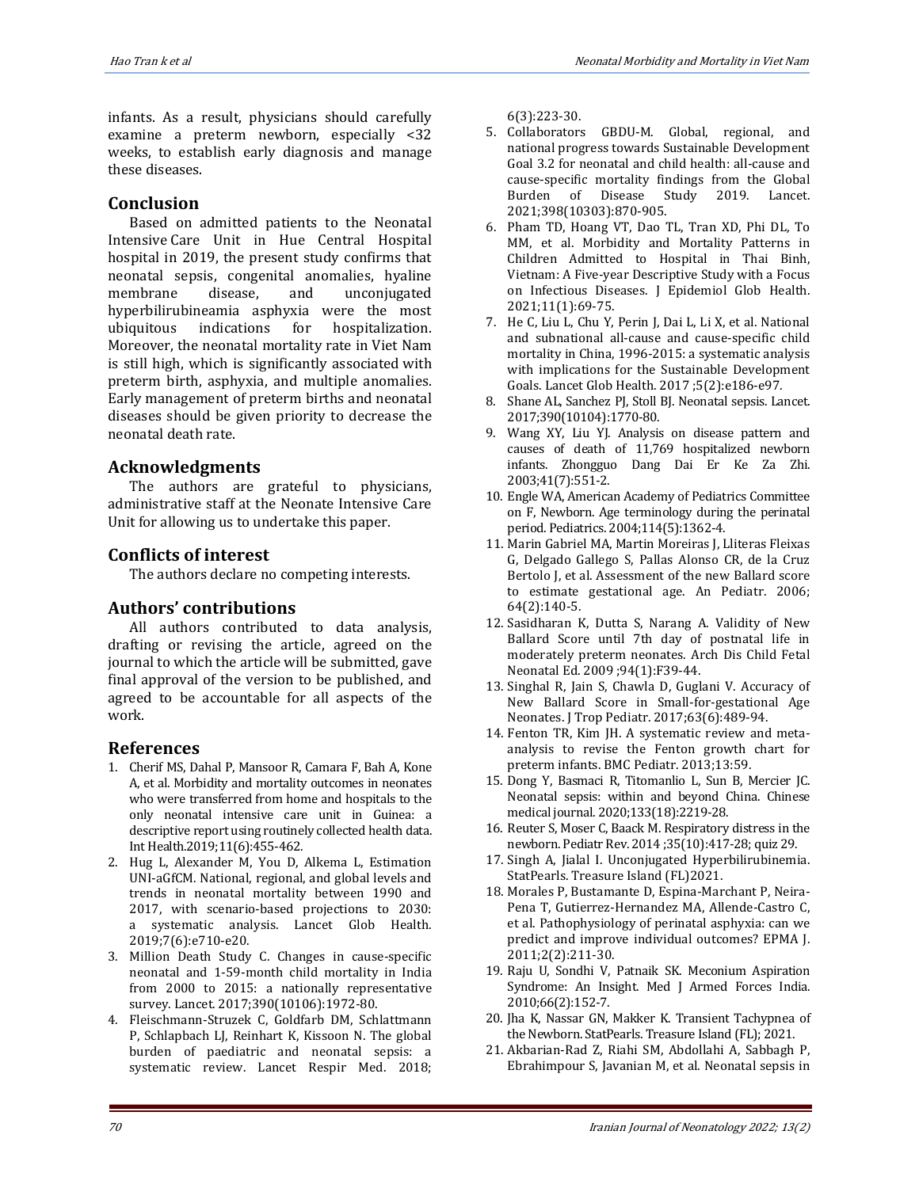infants. As a result, physicians should carefully examine a preterm newborn, especially <32 weeks, to establish early diagnosis and manage these diseases.

## Conclusion

Based on admitted patients to the Neonatal Intensive Care Unit in Hue Central Hospital hospital in 2019, the present study confirms that neonatal sepsis, congenital anomalies, hyaline membrane disease, and unconjugated hyperbilirubineamia asphyxia were the most ubiquitous indications for hospitalization. Moreover, the neonatal mortality rate in Viet Nam is still high, which is significantly associated with preterm birth, asphyxia, and multiple anomalies. Early management of preterm births and neonatal diseases should be given priority to decrease the neonatal death rate.

## Acknowledgments

The authors are grateful to physicians, administrative staff at the Neonate Intensive Care Unit for allowing us to undertake this paper.

## Conflicts of interest

The authors declare no competing interests.

## Authors' contributions

All authors contributed to data analysis, drafting or revising the article, agreed on the journal to which the article will be submitted, gave final approval of the version to be published, and agreed to be accountable for all aspects of the work.

## References

1. Cherif MS, Dahal P, Mansoor R, Camara F, Bah A, Kone A, et al. Morbidity and mortality outcomes in neonates who were transferred from home and hospitals to the only neonatal intensive care unit in Guinea: a descriptive report using routinely collected health data. Int Health.2019;11(6):455-462.
2. Hug L, Alexander M, You D, Alkema L, Estimation UNI-aGfCM. National, regional, and global levels and trends in neonatal mortality between 1990 and 2017, with scenario-based projections to 2030: a systematic analysis. Lancet Glob Health. 2019;7(6):e710-e20.
3. Million Death Study C. Changes in cause-specific neonatal and 1-59-month child mortality in India from 2000 to 2015: a nationally representative survey. Lancet. 2017;390(10106):1972-80.
4. Fleischmann-Struzek C, Goldfarb DM, Schlattmann P, Schlapbach LJ, Reinhart K, Kissoon N. The global burden of paediatric and neonatal sepsis: a systematic review. Lancet Respir Med. 2018; 6(3):223-30.
5. Collaborators GBDU-M. Global, regional, and national progress towards Sustainable Development Goal 3.2 for neonatal and child health: all-cause and cause-specific mortality findings from the Global Burden of Disease Study 2019. Lancet. 2021;398(10303):870-905.
6. Pham TD, Hoang VT, Dao TL, Tran XD, Phi DL, To MM, et al. Morbidity and Mortality Patterns in Children Admitted to Hospital in Thai Binh, Vietnam: A Five-year Descriptive Study with a Focus on Infectious Diseases. J Epidemiol Glob Health. 2021;11(1):69-75.
7. He C, Liu L, Chu Y, Perin J, Dai L, Li X, et al. National and subnational all-cause and cause-specific child mortality in China, 1996-2015: a systematic analysis with implications for the Sustainable Development Goals. Lancet Glob Health. 2017 ;5(2):e186-e97.
8. Shane AL, Sanchez PJ, Stoll BJ. Neonatal sepsis. Lancet. 2017;390(10104):1770-80.
9. Wang XY, Liu YJ. Analysis on disease pattern and causes of death of 11,769 hospitalized newborn infants. Zhongguo Dang Dai Er Ke Za Zhi. 2003;41(7):551-2.
10. Engle WA, American Academy of Pediatrics Committee on F, Newborn. Age terminology during the perinatal period. Pediatrics. 2004;114(5):1362-4.
11. Marin Gabriel MA, Martin Moreiras J, Lliteras Fleixas G, Delgado Gallego S, Pallas Alonso CR, de la Cruz Bertolo J, et al. Assessment of the new Ballard score to estimate gestational age. An Pediatr. 2006; 64(2):140-5.
12. Sasidharan K, Dutta S, Narang A. Validity of New Ballard Score until 7th day of postnatal life in moderately preterm neonates. Arch Dis Child Fetal Neonatal Ed. 2009 ;94(1):F39-44.
13. Singhal R, Jain S, Chawla D, Guglani V. Accuracy of New Ballard Score in Small-for-gestational Age Neonates. J Trop Pediatr. 2017;63(6):489-94.
14. Fenton TR, Kim JH. A systematic review and meta-analysis to revise the Fenton growth chart for preterm infants. BMC Pediatr. 2013;13:59.
15. Dong Y, Basmaci R, Titomanlio L, Sun B, Mercier JC. Neonatal sepsis: within and beyond China. Chinese medical journal. 2020;133(18):2219-28.
16. Reuter S, Moser C, Baack M. Respiratory distress in the newborn. Pediatr Rev. 2014 ;35(10):417-28; quiz 29.
17. Singh A, Jialal I. Unconjugated Hyperbilirubinemia. StatPearls. Treasure Island (FL)2021.
18. Morales P, Bustamante D, Espina-Marchant P, Neira-Pena T, Gutierrez-Hernandez MA, Allende-Castro C, et al. Pathophysiology of perinatal asphyxia: can we predict and improve individual outcomes? EPMA J. 2011;2(2):211-30.
19. Raju U, Sondhi V, Patnaik SK. Meconium Aspiration Syndrome: An Insight. Med J Armed Forces India. 2010;66(2):152-7.
20. Jha K, Nassar GN, Makker K. Transient Tachypnea of the Newborn. StatPearls. Treasure Island (FL); 2021.
21. Akbarian-Rad Z, Riahi SM, Abdollahi A, Sabbagh P, Ebrahimpour S, Javanian M, et al. Neonatal sepsis in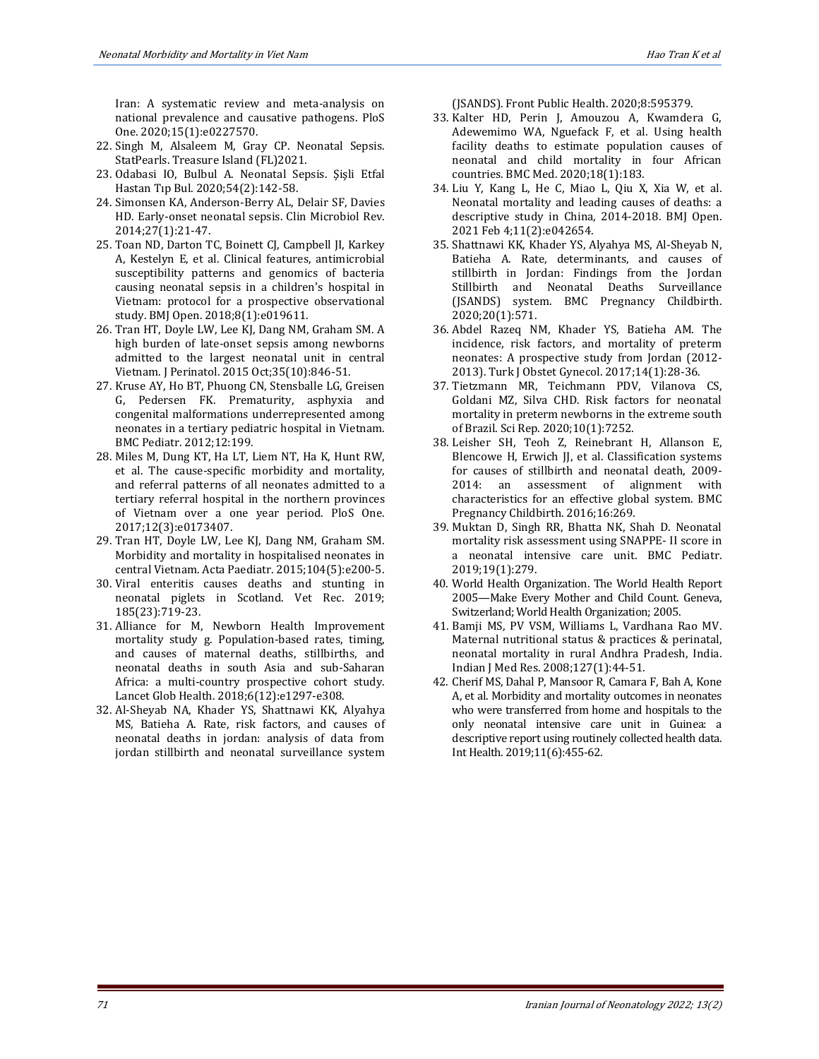Iran: A systematic review and meta-analysis on national prevalence and causative pathogens. PloS One. 2020;15(1):e0227570.

22. Singh M, Alsaleem M, Gray CP. Neonatal Sepsis. StatPearls. Treasure Island (FL)2021.
23. Odabasi IO, Bulbul A. Neonatal Sepsis. Şişli Etfal Hastan Tıp Bul. 2020;54(2):142-58.
24. Simonsen KA, Anderson-Berry AL, Delair SF, Davies HD. Early-onset neonatal sepsis. Clin Microbiol Rev. 2014;27(1):21-47.
25. Toan ND, Darton TC, Boinett CJ, Campbell JI, Karkey A, Kestelyn E, et al. Clinical features, antimicrobial susceptibility patterns and genomics of bacteria causing neonatal sepsis in a children's hospital in Vietnam: protocol for a prospective observational study. BMJ Open. 2018;8(1):e019611.
26. Tran HT, Doyle LW, Lee KJ, Dang NM, Graham SM. A high burden of late-onset sepsis among newborns admitted to the largest neonatal unit in central Vietnam. J Perinatol. 2015 Oct;35(10):846-51.
27. Kruse AY, Ho BT, Phuong CN, Stensballe LG, Greisen G, Pedersen FK. Prematurity, asphyxia and congenital malformations underrepresented among neonates in a tertiary pediatric hospital in Vietnam. BMC Pediatr. 2012;12:199.
28. Miles M, Dung KT, Ha LT, Liem NT, Ha K, Hunt RW, et al. The cause-specific morbidity and mortality, and referral patterns of all neonates admitted to a tertiary referral hospital in the northern provinces of Vietnam over a one year period. PloS One. 2017;12(3):e0173407.
29. Tran HT, Doyle LW, Lee KJ, Dang NM, Graham SM. Morbidity and mortality in hospitalised neonates in central Vietnam. Acta Paediatr. 2015;104(5):e200-5.
30. Viral enteritis causes deaths and stunting in neonatal piglets in Scotland. Vet Rec. 2019; 185(23):719-23.
31. Alliance for M, Newborn Health Improvement mortality study g. Population-based rates, timing, and causes of maternal deaths, stillbirths, and neonatal deaths in south Asia and sub-Saharan Africa: a multi-country prospective cohort study. Lancet Glob Health. 2018;6(12):e1297-e308.
32. Al-Sheyab NA, Khader YS, Shattnawi KK, Alyahya MS, Batieha A. Rate, risk factors, and causes of neonatal deaths in jordan: analysis of data from jordan stillbirth and neonatal surveillance system (JSANDS). Front Public Health. 2020;8:595379.
33. Kalter HD, Perin J, Amouzou A, Kwamdera G, Adewemimo WA, Nguefack F, et al. Using health facility deaths to estimate population causes of neonatal and child mortality in four African countries. BMC Med. 2020;18(1):183.
34. Liu Y, Kang L, He C, Miao L, Qiu X, Xia W, et al. Neonatal mortality and leading causes of deaths: a descriptive study in China, 2014-2018. BMJ Open. 2021 Feb 4;11(2):e042654.
35. Shattnawi KK, Khader YS, Alyahya MS, Al-Sheyab N, Batieha A. Rate, determinants, and causes of stillbirth in Jordan: Findings from the Jordan Stillbirth and Neonatal Deaths Surveillance (JSANDS) system. BMC Pregnancy Childbirth. 2020;20(1):571.
36. Abdel Razeq NM, Khader YS, Batieha AM. The incidence, risk factors, and mortality of preterm neonates: A prospective study from Jordan (2012-2013). Turk J Obstet Gynecol. 2017;14(1):28-36.
37. Tietzmann MR, Teichmann PDV, Vilanova CS, Goldani MZ, Silva CHD. Risk factors for neonatal mortality in preterm newborns in the extreme south of Brazil. Sci Rep. 2020;10(1):7252.
38. Leisher SH, Teoh Z, Reinebrant H, Allanson E, Blencowe H, Erwich JJ, et al. Classification systems for causes of stillbirth and neonatal death, 2009-2014: an assessment of alignment with characteristics for an effective global system. BMC Pregnancy Childbirth. 2016;16:269.
39. Muktan D, Singh RR, Bhatta NK, Shah D. Neonatal mortality risk assessment using SNAPPE- II score in a neonatal intensive care unit. BMC Pediatr. 2019;19(1):279.
40. World Health Organization. The World Health Report 2005—Make Every Mother and Child Count. Geneva, Switzerland; World Health Organization; 2005.
41. Bamji MS, PV VSM, Williams L, Vardhana Rao MV. Maternal nutritional status & practices & perinatal, neonatal mortality in rural Andhra Pradesh, India. Indian J Med Res. 2008;127(1):44-51.
42. Cherif MS, Dahal P, Mansoor R, Camara F, Bah A, Kone A, et al. Morbidity and mortality outcomes in neonates who were transferred from home and hospitals to the only neonatal intensive care unit in Guinea: a descriptive report using routinely collected health data. Int Health. 2019;11(6):455-62.